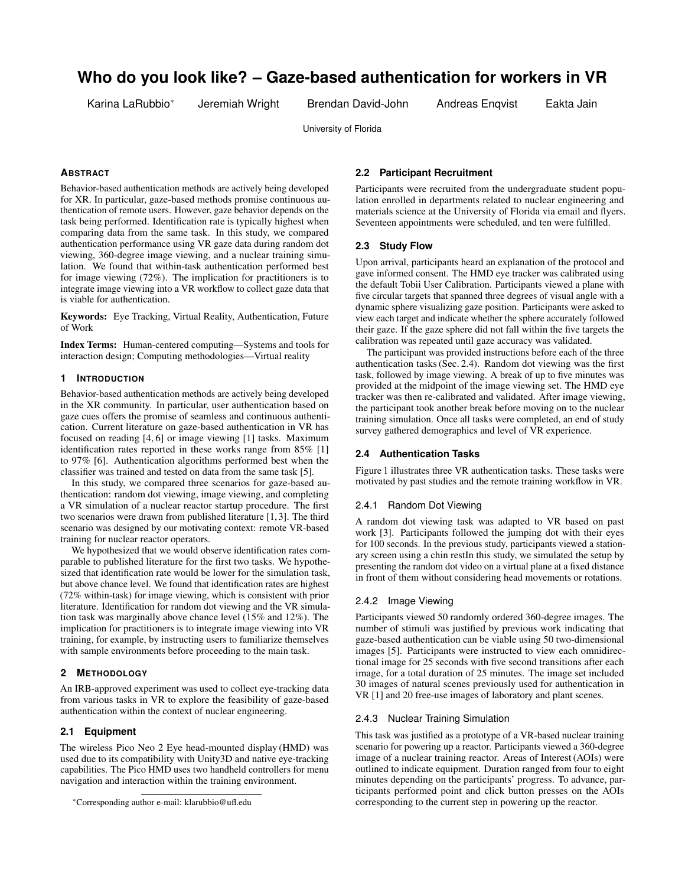# Who do you look like? – Gaze-based authentication for workers in VR

Karina LaRubbio* Jeremiah Wright Brendan David-John Andreas Enqvist Eakta Jain

University of Florida

## Abstract

Behavior-based authentication methods are actively being developed for XR. In particular, gaze-based methods promise continuous authentication of remote users. However, gaze behavior depends on the task being performed. Identification rate is typically highest when comparing data from the same task. In this study, we compared authentication performance using VR gaze data during random dot viewing, 360-degree image viewing, and a nuclear training simulation. We found that within-task authentication performed best for image viewing (72%). The implication for practitioners is to integrate image viewing into a VR workflow to collect gaze data that is viable for authentication.

**Keywords:** Eye Tracking, Virtual Reality, Authentication, Future of Work

**Index Terms:** Human-centered computing—Systems and tools for interaction design; Computing methodologies—Virtual reality

## 1 Introduction

Behavior-based authentication methods are actively being developed in the XR community. In particular, user authentication based on gaze cues offers the promise of seamless and continuous authentication. Current literature on gaze-based authentication in VR has focused on reading [4, 6] or image viewing [1] tasks. Maximum identification rates reported in these works range from 85% [1] to 97% [6]. Authentication algorithms performed best when the classifier was trained and tested on data from the same task [5].

In this study, we compared three scenarios for gaze-based authentication: random dot viewing, image viewing, and completing a VR simulation of a nuclear reactor startup procedure. The first two scenarios were drawn from published literature [1, 3]. The third scenario was designed by our motivating context: remote VR-based training for nuclear reactor operators.

We hypothesized that we would observe identification rates comparable to published literature for the first two tasks. We hypothesized that identification rate would be lower for the simulation task, but above chance level. We found that identification rates are highest (72% within-task) for image viewing, which is consistent with prior literature. Identification for random dot viewing and the VR simulation task was marginally above chance level (15% and 12%). The implication for practitioners is to integrate image viewing into VR training, for example, by instructing users to familiarize themselves with sample environments before proceeding to the main task.

## 2 Methodology

An IRB-approved experiment was used to collect eye-tracking data from various tasks in VR to explore the feasibility of gaze-based authentication within the context of nuclear engineering.

### 2.1 Equipment

The wireless Pico Neo 2 Eye head-mounted display (HMD) was used due to its compatibility with Unity3D and native eye-tracking capabilities. The Pico HMD uses two handheld controllers for menu navigation and interaction within the training environment.

### 2.2 Participant Recruitment

Participants were recruited from the undergraduate student population enrolled in departments related to nuclear engineering and materials science at the University of Florida via email and flyers. Seventeen appointments were scheduled, and ten were fulfilled.

### 2.3 Study Flow

Upon arrival, participants heard an explanation of the protocol and gave informed consent. The HMD eye tracker was calibrated using the default Tobii User Calibration. Participants viewed a plane with five circular targets that spanned three degrees of visual angle with a dynamic sphere visualizing gaze position. Participants were asked to view each target and indicate whether the sphere accurately followed their gaze. If the gaze sphere did not fall within the five targets the calibration was repeated until gaze accuracy was validated.

The participant was provided instructions before each of the three authentication tasks (Sec. 2.4). Random dot viewing was the first task, followed by image viewing. A break of up to five minutes was provided at the midpoint of the image viewing set. The HMD eye tracker was then re-calibrated and validated. After image viewing, the participant took another break before moving on to the nuclear training simulation. Once all tasks were completed, an end of study survey gathered demographics and level of VR experience.

### 2.4 Authentication Tasks

Figure 1 illustrates three VR authentication tasks. These tasks were motivated by past studies and the remote training workflow in VR.

#### 2.4.1 Random Dot Viewing

A random dot viewing task was adapted to VR based on past work [3]. Participants followed the jumping dot with their eyes for 100 seconds. In the previous study, participants viewed a stationary screen using a chin restIn this study, we simulated the setup by presenting the random dot video on a virtual plane at a fixed distance in front of them without considering head movements or rotations.

#### 2.4.2 Image Viewing

Participants viewed 50 randomly ordered 360-degree images. The number of stimuli was justified by previous work indicating that gaze-based authentication can be viable using 50 two-dimensional images [5]. Participants were instructed to view each omnidirectional image for 25 seconds with five second transitions after each image, for a total duration of 25 minutes. The image set included 30 images of natural scenes previously used for authentication in VR [1] and 20 free-use images of laboratory and plant scenes.

#### 2.4.3 Nuclear Training Simulation

This task was justified as a prototype of a VR-based nuclear training scenario for powering up a reactor. Participants viewed a 360-degree image of a nuclear training reactor. Areas of Interest (AOIs) were outlined to indicate equipment. Duration ranged from four to eight minutes depending on the participants' progress. To advance, participants performed point and click button presses on the AOIs corresponding to the current step in powering up the reactor.

*Corresponding author e-mail: klarubbio@ufl.edu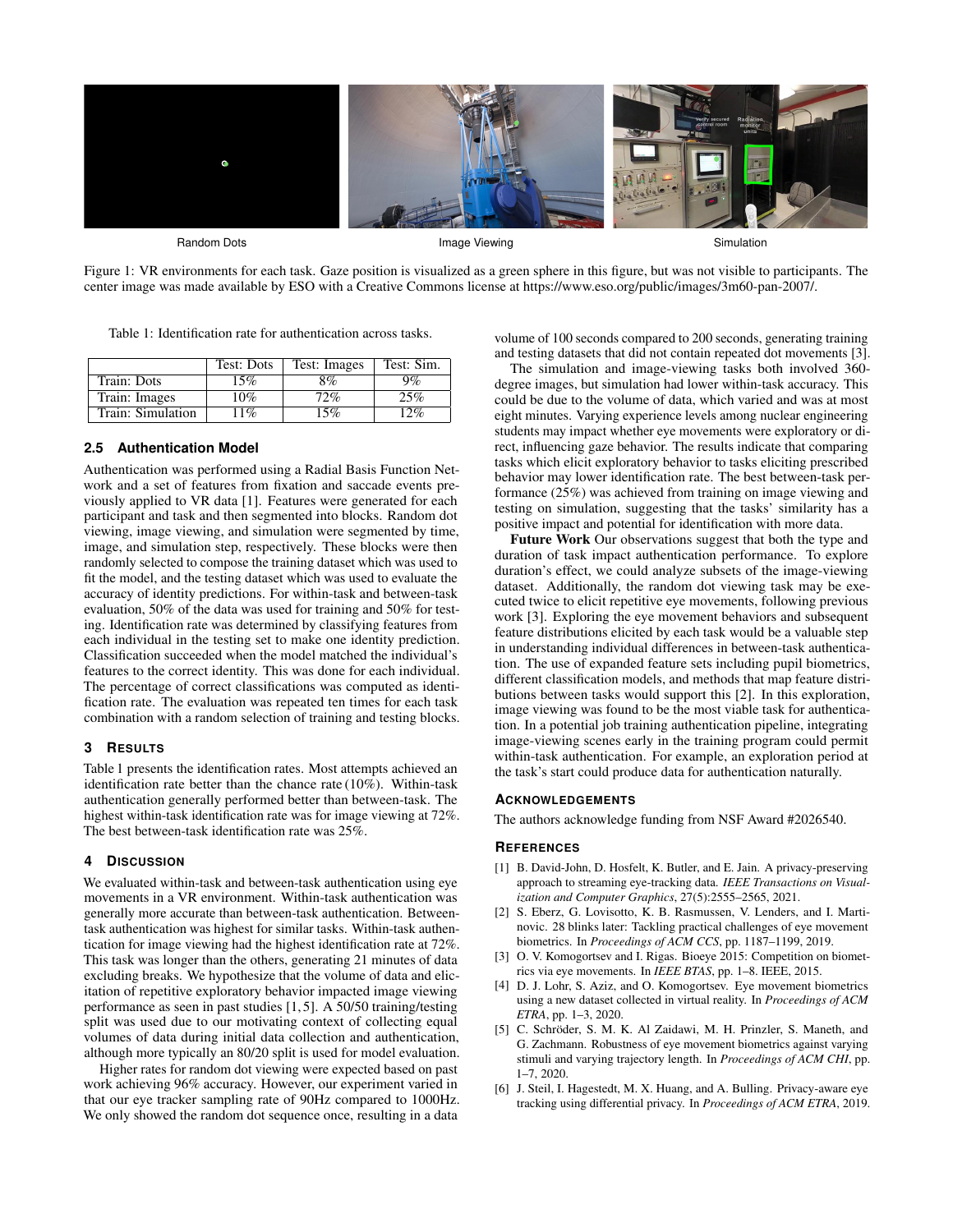Random Dots

Image Viewing

Simulation

Figure 1: VR environments for each task. Gaze position is visualized as a green sphere in this figure, but was not visible to participants. The center image was made available by ESO with a Creative Commons license at https://www.eso.org/public/images/3m60-pan-2007/.

Table 1: Identification rate for authentication across tasks.

| | Test: Dots | Test: Images | Test: Sim. |
|---|---|---|---|
| Train: Dots | 15% | 8% | 9% |
| Train: Images | 10% | 72% | 25% |
| Train: Simulation | 11% | 15% | 12% |

### 2.5 Authentication Model

Authentication was performed using a Radial Basis Function Network and a set of features from fixation and saccade events previously applied to VR data [1]. Features were generated for each participant and task and then segmented into blocks. Random dot viewing, image viewing, and simulation were segmented by time, image, and simulation step, respectively. These blocks were then randomly selected to compose the training dataset which was used to fit the model, and the testing dataset which was used to evaluate the accuracy of identity predictions. For within-task and between-task evaluation, 50% of the data was used for training and 50% for testing. Identification rate was determined by classifying features from each individual in the testing set to make one identity prediction. Classification succeeded when the model matched the individual's features to the correct identity. This was done for each individual. The percentage of correct classifications was computed as identification rate. The evaluation was repeated ten times for each task combination with a random selection of training and testing blocks.

## 3 Results

Table 1 presents the identification rates. Most attempts achieved an identification rate better than the chance rate (10%). Within-task authentication generally performed better than between-task. The highest within-task identification rate was for image viewing at 72%. The best between-task identification rate was 25%.

## 4 Discussion

We evaluated within-task and between-task authentication using eye movements in a VR environment. Within-task authentication was generally more accurate than between-task authentication. Between-task authentication was highest for similar tasks. Within-task authentication for image viewing had the highest identification rate at 72%. This task was longer than the others, generating 21 minutes of data excluding breaks. We hypothesize that the volume of data and elicitation of repetitive exploratory behavior impacted image viewing performance as seen in past studies [1, 5]. A 50/50 training/testing split was used due to our motivating context of collecting equal volumes of data during initial data collection and authentication, although more typically an 80/20 split is used for model evaluation.

Higher rates for random dot viewing were expected based on past work achieving 96% accuracy. However, our experiment varied in that our eye tracker sampling rate of 90Hz compared to 1000Hz. We only showed the random dot sequence once, resulting in a data volume of 100 seconds compared to 200 seconds, generating training and testing datasets that did not contain repeated dot movements [3].

The simulation and image-viewing tasks both involved 360-degree images, but simulation had lower within-task accuracy. This could be due to the volume of data, which varied and was at most eight minutes. Varying experience levels among nuclear engineering students may impact whether eye movements were exploratory or direct, influencing gaze behavior. The results indicate that comparing tasks which elicit exploratory behavior to tasks eliciting prescribed behavior may lower identification rate. The best between-task performance (25%) was achieved from training on image viewing and testing on simulation, suggesting that the tasks' similarity has a positive impact and potential for identification with more data.

**Future Work** Our observations suggest that both the type and duration of task impact authentication performance. To explore duration's effect, we could analyze subsets of the image-viewing dataset. Additionally, the random dot viewing task may be executed twice to elicit repetitive eye movements, following previous work [3]. Exploring the eye movement behaviors and subsequent feature distributions elicited by each task would be a valuable step in understanding individual differences in between-task authentication. The use of expanded feature sets including pupil biometrics, different classification models, and methods that map feature distributions between tasks would support this [2]. In this exploration, image viewing was found to be the most viable task for authentication. In a potential job training authentication pipeline, integrating image-viewing scenes early in the training program could permit within-task authentication. For example, an exploration period at the task's start could produce data for authentication naturally.

## Acknowledgements

The authors acknowledge funding from NSF Award #2026540.

## References

[1] B. David-John, D. Hosfelt, K. Butler, and E. Jain. A privacy-preserving approach to streaming eye-tracking data. *IEEE Transactions on Visualization and Computer Graphics*, 27(5):2555–2565, 2021.

[2] S. Eberz, G. Lovisotto, K. B. Rasmussen, V. Lenders, and I. Martinovic. 28 blinks later: Tackling practical challenges of eye movement biometrics. In *Proceedings of ACM CCS*, pp. 1187–1199, 2019.

[3] O. V. Komogortsev and I. Rigas. Bioeye 2015: Competition on biometrics via eye movements. In *IEEE BTAS*, pp. 1–8. IEEE, 2015.

[4] D. J. Lohr, S. Aziz, and O. Komogortsev. Eye movement biometrics using a new dataset collected in virtual reality. In *Proceedings of ACM ETRA*, pp. 1–3, 2020.

[5] C. Schröder, S. M. K. Al Zaidawi, M. H. Prinzler, S. Maneth, and G. Zachmann. Robustness of eye movement biometrics against varying stimuli and varying trajectory length. In *Proceedings of ACM CHI*, pp. 1–7, 2020.

[6] J. Steil, I. Hagestedt, M. X. Huang, and A. Bulling. Privacy-aware eye tracking using differential privacy. In *Proceedings of ACM ETRA*, 2019.